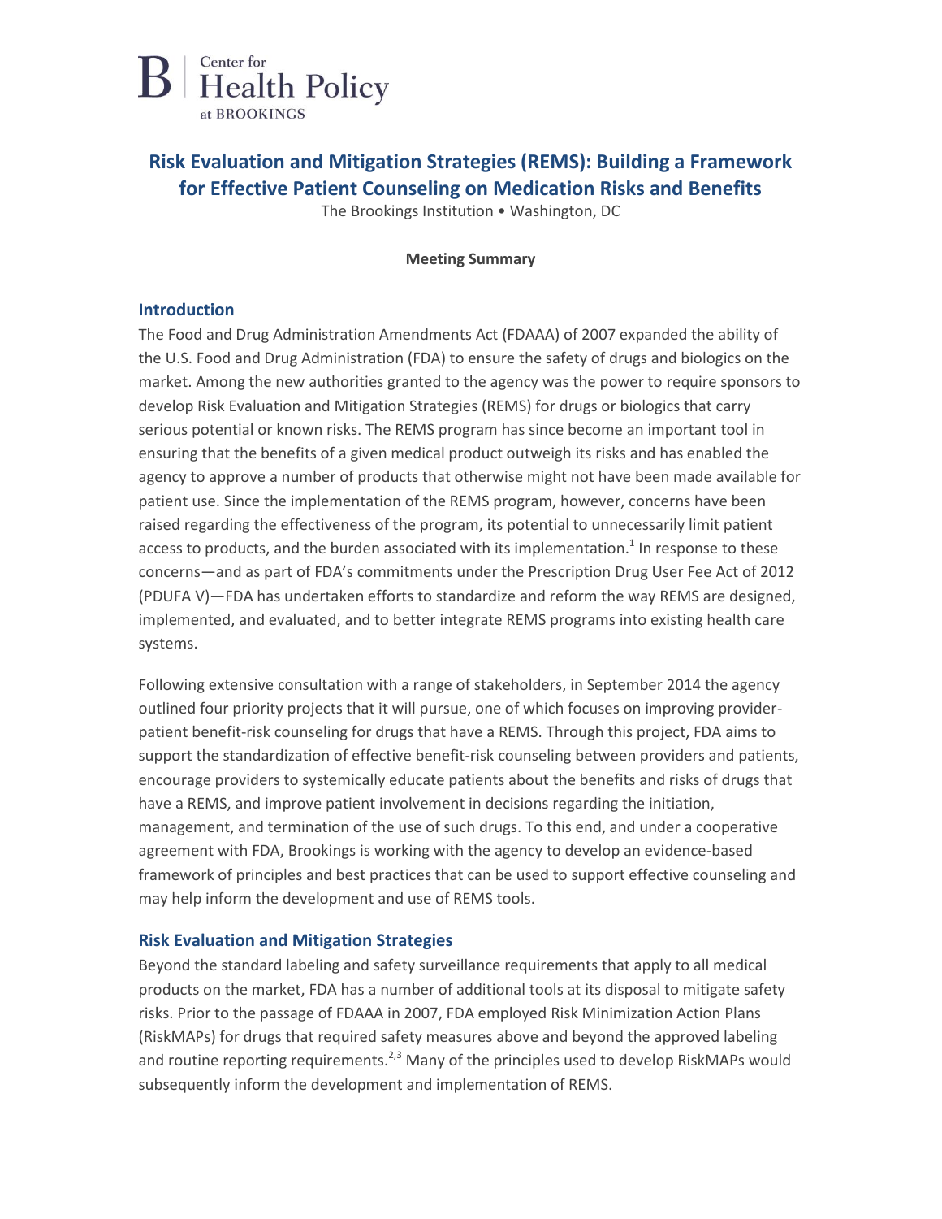Center for Health Policy at BROOKINGS

# Risk Evaluation and Mitigation Strategies (REMS): Building a Framework for Effective Patient Counseling on Medication Risks and Benefits

The Brookings Institution • Washington, DC

**Meeting Summary**

## Introduction

The Food and Drug Administration Amendments Act (FDAAA) of 2007 expanded the ability of the U.S. Food and Drug Administration (FDA) to ensure the safety of drugs and biologics on the market. Among the new authorities granted to the agency was the power to require sponsors to develop Risk Evaluation and Mitigation Strategies (REMS) for drugs or biologics that carry serious potential or known risks. The REMS program has since become an important tool in ensuring that the benefits of a given medical product outweigh its risks and has enabled the agency to approve a number of products that otherwise might not have been made available for patient use. Since the implementation of the REMS program, however, concerns have been raised regarding the effectiveness of the program, its potential to unnecessarily limit patient access to products, and the burden associated with its implementation.[1] In response to these concerns—and as part of FDA's commitments under the Prescription Drug User Fee Act of 2012 (PDUFA V)—FDA has undertaken efforts to standardize and reform the way REMS are designed, implemented, and evaluated, and to better integrate REMS programs into existing health care systems.

Following extensive consultation with a range of stakeholders, in September 2014 the agency outlined four priority projects that it will pursue, one of which focuses on improving provider-patient benefit-risk counseling for drugs that have a REMS. Through this project, FDA aims to support the standardization of effective benefit-risk counseling between providers and patients, encourage providers to systemically educate patients about the benefits and risks of drugs that have a REMS, and improve patient involvement in decisions regarding the initiation, management, and termination of the use of such drugs. To this end, and under a cooperative agreement with FDA, Brookings is working with the agency to develop an evidence-based framework of principles and best practices that can be used to support effective counseling and may help inform the development and use of REMS tools.

## Risk Evaluation and Mitigation Strategies

Beyond the standard labeling and safety surveillance requirements that apply to all medical products on the market, FDA has a number of additional tools at its disposal to mitigate safety risks. Prior to the passage of FDAAA in 2007, FDA employed Risk Minimization Action Plans (RiskMAPs) for drugs that required safety measures above and beyond the approved labeling and routine reporting requirements.[2,3] Many of the principles used to develop RiskMAPs would subsequently inform the development and implementation of REMS.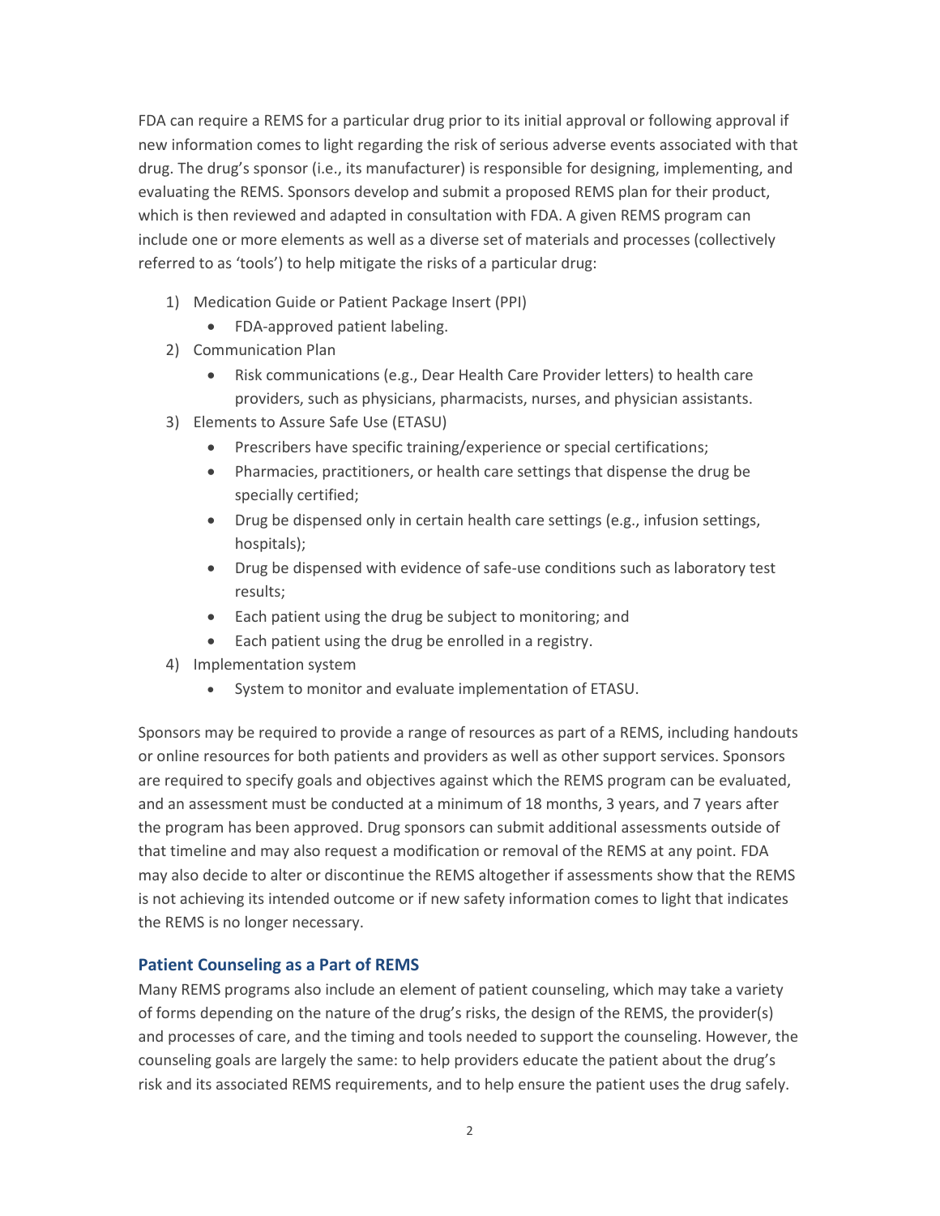FDA can require a REMS for a particular drug prior to its initial approval or following approval if new information comes to light regarding the risk of serious adverse events associated with that drug. The drug's sponsor (i.e., its manufacturer) is responsible for designing, implementing, and evaluating the REMS. Sponsors develop and submit a proposed REMS plan for their product, which is then reviewed and adapted in consultation with FDA. A given REMS program can include one or more elements as well as a diverse set of materials and processes (collectively referred to as 'tools') to help mitigate the risks of a particular drug:

1) Medication Guide or Patient Package Insert (PPI)
   - FDA-approved patient labeling.
2) Communication Plan
   - Risk communications (e.g., Dear Health Care Provider letters) to health care providers, such as physicians, pharmacists, nurses, and physician assistants.
3) Elements to Assure Safe Use (ETASU)
   - Prescribers have specific training/experience or special certifications;
   - Pharmacies, practitioners, or health care settings that dispense the drug be specially certified;
   - Drug be dispensed only in certain health care settings (e.g., infusion settings, hospitals);
   - Drug be dispensed with evidence of safe-use conditions such as laboratory test results;
   - Each patient using the drug be subject to monitoring; and
   - Each patient using the drug be enrolled in a registry.
4) Implementation system
   - System to monitor and evaluate implementation of ETASU.

Sponsors may be required to provide a range of resources as part of a REMS, including handouts or online resources for both patients and providers as well as other support services. Sponsors are required to specify goals and objectives against which the REMS program can be evaluated, and an assessment must be conducted at a minimum of 18 months, 3 years, and 7 years after the program has been approved. Drug sponsors can submit additional assessments outside of that timeline and may also request a modification or removal of the REMS at any point. FDA may also decide to alter or discontinue the REMS altogether if assessments show that the REMS is not achieving its intended outcome or if new safety information comes to light that indicates the REMS is no longer necessary.

## Patient Counseling as a Part of REMS

Many REMS programs also include an element of patient counseling, which may take a variety of forms depending on the nature of the drug's risks, the design of the REMS, the provider(s) and processes of care, and the timing and tools needed to support the counseling. However, the counseling goals are largely the same: to help providers educate the patient about the drug's risk and its associated REMS requirements, and to help ensure the patient uses the drug safely.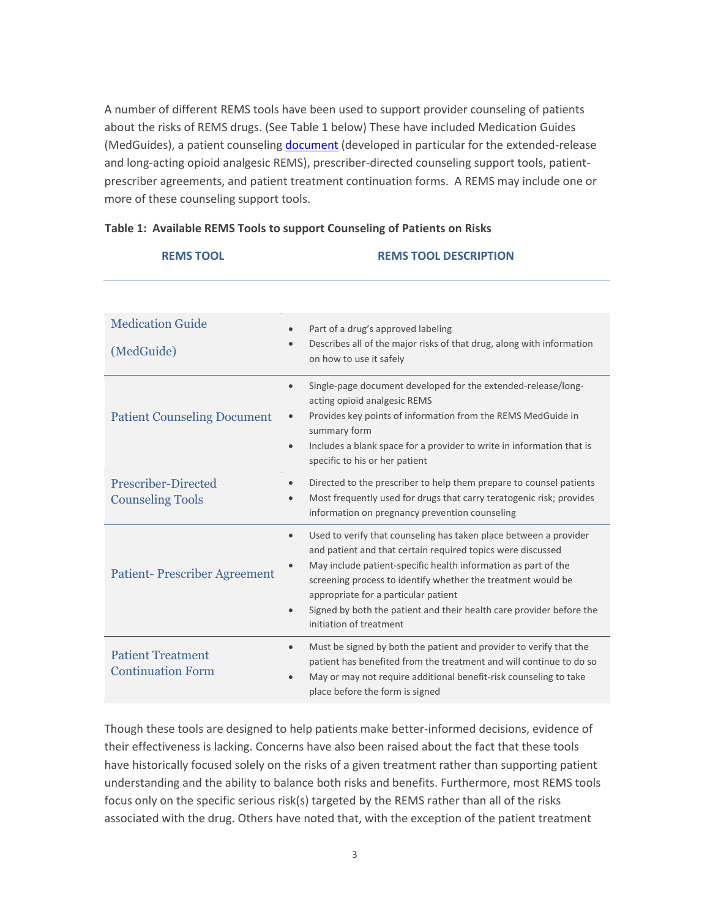A number of different REMS tools have been used to support provider counseling of patients about the risks of REMS drugs. (See Table 1 below) These have included Medication Guides (MedGuides), a patient counseling [document](#) (developed in particular for the extended-release and long-acting opioid analgesic REMS), prescriber-directed counseling support tools, patient-prescriber agreements, and patient treatment continuation forms. A REMS may include one or more of these counseling support tools.

**Table 1: Available REMS Tools to support Counseling of Patients on Risks**

| REMS TOOL | REMS TOOL DESCRIPTION |
|---|---|
| Medication Guide (MedGuide) | • Part of a drug's approved labeling<br>• Describes all of the major risks of that drug, along with information on how to use it safely |
| Patient Counseling Document | • Single-page document developed for the extended-release/long-acting opioid analgesic REMS<br>• Provides key points of information from the REMS MedGuide in summary form<br>• Includes a blank space for a provider to write in information that is specific to his or her patient |
| Prescriber-Directed Counseling Tools | • Directed to the prescriber to help them prepare to counsel patients<br>• Most frequently used for drugs that carry teratogenic risk; provides information on pregnancy prevention counseling |
| Patient- Prescriber Agreement | • Used to verify that counseling has taken place between a provider and patient and that certain required topics were discussed<br>• May include patient-specific health information as part of the screening process to identify whether the treatment would be appropriate for a particular patient<br>• Signed by both the patient and their health care provider before the initiation of treatment |
| Patient Treatment Continuation Form | • Must be signed by both the patient and provider to verify that the patient has benefited from the treatment and will continue to do so<br>• May or may not require additional benefit-risk counseling to take place before the form is signed |

Though these tools are designed to help patients make better-informed decisions, evidence of their effectiveness is lacking. Concerns have also been raised about the fact that these tools have historically focused solely on the risks of a given treatment rather than supporting patient understanding and the ability to balance both risks and benefits. Furthermore, most REMS tools focus only on the specific serious risk(s) targeted by the REMS rather than all of the risks associated with the drug. Others have noted that, with the exception of the patient treatment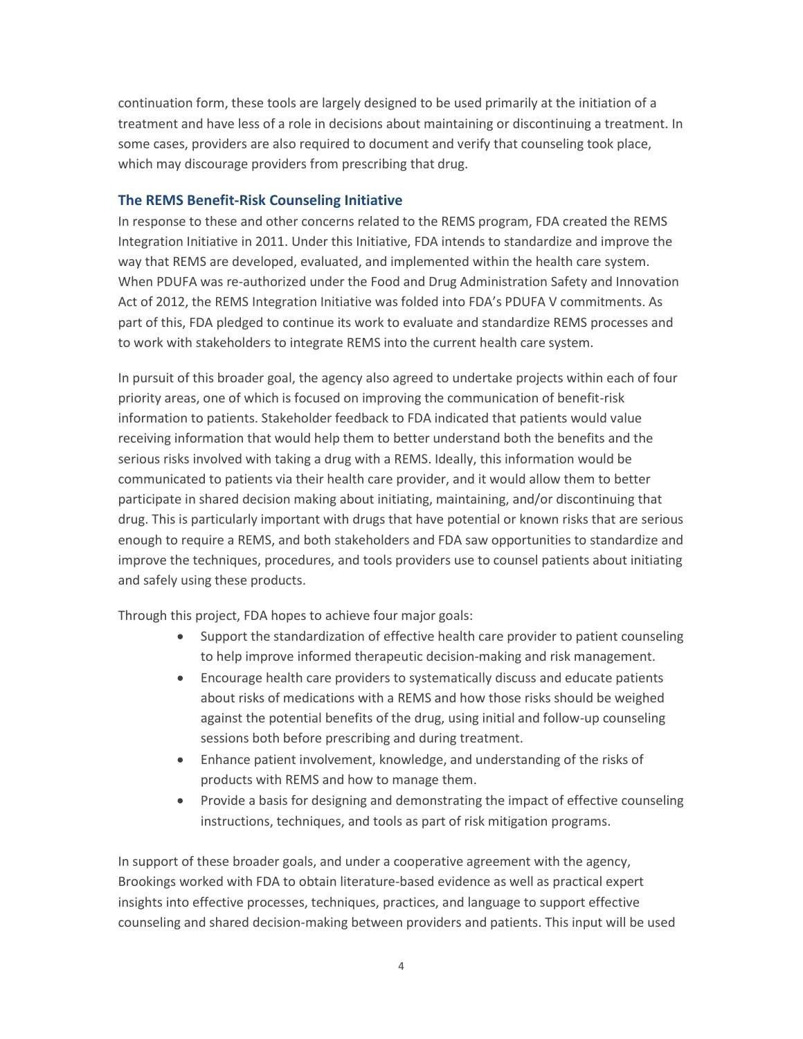continuation form, these tools are largely designed to be used primarily at the initiation of a treatment and have less of a role in decisions about maintaining or discontinuing a treatment. In some cases, providers are also required to document and verify that counseling took place, which may discourage providers from prescribing that drug.

### The REMS Benefit-Risk Counseling Initiative

In response to these and other concerns related to the REMS program, FDA created the REMS Integration Initiative in 2011. Under this Initiative, FDA intends to standardize and improve the way that REMS are developed, evaluated, and implemented within the health care system. When PDUFA was re-authorized under the Food and Drug Administration Safety and Innovation Act of 2012, the REMS Integration Initiative was folded into FDA's PDUFA V commitments. As part of this, FDA pledged to continue its work to evaluate and standardize REMS processes and to work with stakeholders to integrate REMS into the current health care system.

In pursuit of this broader goal, the agency also agreed to undertake projects within each of four priority areas, one of which is focused on improving the communication of benefit-risk information to patients. Stakeholder feedback to FDA indicated that patients would value receiving information that would help them to better understand both the benefits and the serious risks involved with taking a drug with a REMS. Ideally, this information would be communicated to patients via their health care provider, and it would allow them to better participate in shared decision making about initiating, maintaining, and/or discontinuing that drug. This is particularly important with drugs that have potential or known risks that are serious enough to require a REMS, and both stakeholders and FDA saw opportunities to standardize and improve the techniques, procedures, and tools providers use to counsel patients about initiating and safely using these products.

Through this project, FDA hopes to achieve four major goals:

- Support the standardization of effective health care provider to patient counseling to help improve informed therapeutic decision-making and risk management.
- Encourage health care providers to systematically discuss and educate patients about risks of medications with a REMS and how those risks should be weighed against the potential benefits of the drug, using initial and follow-up counseling sessions both before prescribing and during treatment.
- Enhance patient involvement, knowledge, and understanding of the risks of products with REMS and how to manage them.
- Provide a basis for designing and demonstrating the impact of effective counseling instructions, techniques, and tools as part of risk mitigation programs.

In support of these broader goals, and under a cooperative agreement with the agency, Brookings worked with FDA to obtain literature-based evidence as well as practical expert insights into effective processes, techniques, practices, and language to support effective counseling and shared decision-making between providers and patients. This input will be used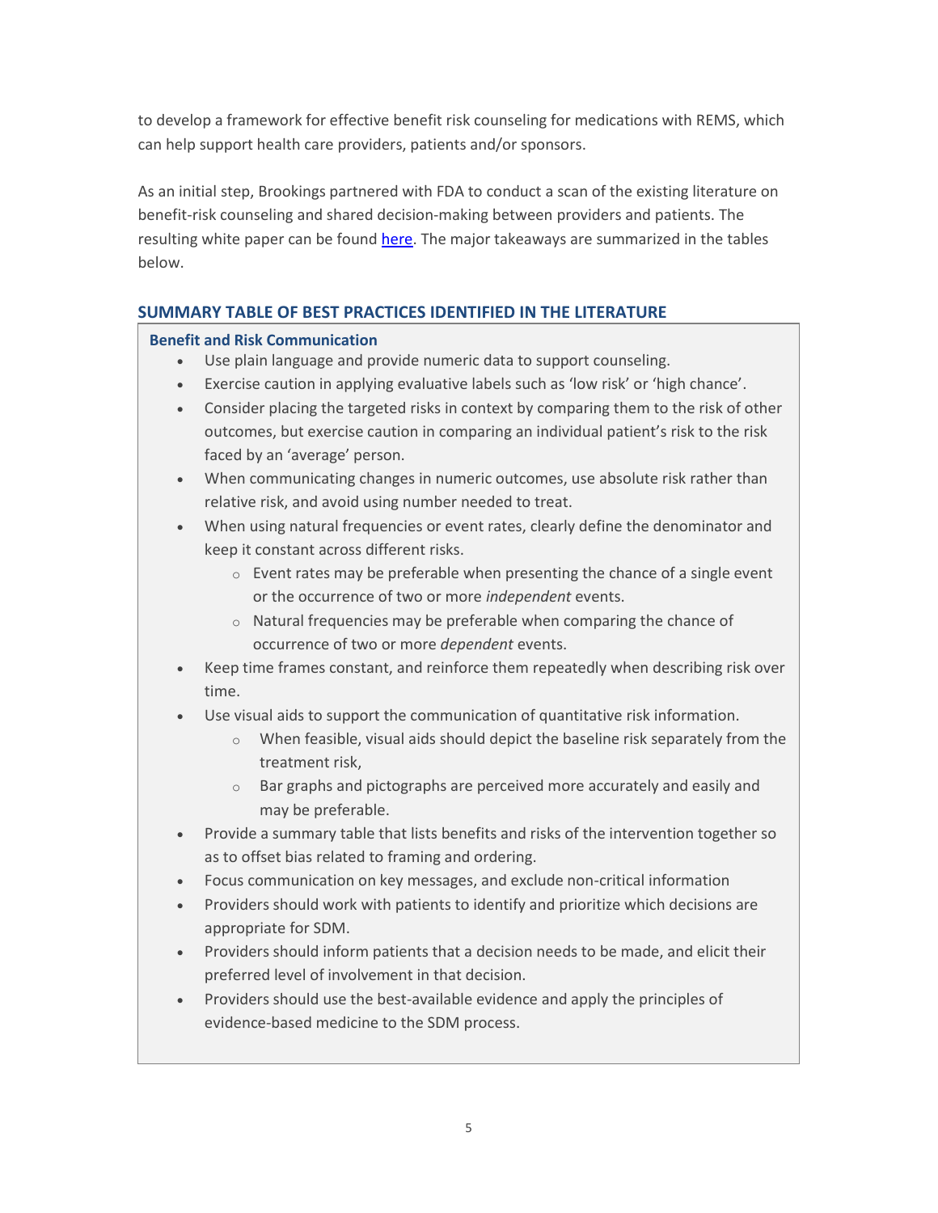to develop a framework for effective benefit risk counseling for medications with REMS, which can help support health care providers, patients and/or sponsors.

As an initial step, Brookings partnered with FDA to conduct a scan of the existing literature on benefit-risk counseling and shared decision-making between providers and patients. The resulting white paper can be found here. The major takeaways are summarized in the tables below.

## SUMMARY TABLE OF BEST PRACTICES IDENTIFIED IN THE LITERATURE

### Benefit and Risk Communication

- Use plain language and provide numeric data to support counseling.
- Exercise caution in applying evaluative labels such as 'low risk' or 'high chance'.
- Consider placing the targeted risks in context by comparing them to the risk of other outcomes, but exercise caution in comparing an individual patient's risk to the risk faced by an 'average' person.
- When communicating changes in numeric outcomes, use absolute risk rather than relative risk, and avoid using number needed to treat.
- When using natural frequencies or event rates, clearly define the denominator and keep it constant across different risks.
    - Event rates may be preferable when presenting the chance of a single event or the occurrence of two or more *independent* events.
    - Natural frequencies may be preferable when comparing the chance of occurrence of two or more *dependent* events.
- Keep time frames constant, and reinforce them repeatedly when describing risk over time.
- Use visual aids to support the communication of quantitative risk information.
    - When feasible, visual aids should depict the baseline risk separately from the treatment risk,
    - Bar graphs and pictographs are perceived more accurately and easily and may be preferable.
- Provide a summary table that lists benefits and risks of the intervention together so as to offset bias related to framing and ordering.
- Focus communication on key messages, and exclude non-critical information
- Providers should work with patients to identify and prioritize which decisions are appropriate for SDM.
- Providers should inform patients that a decision needs to be made, and elicit their preferred level of involvement in that decision.
- Providers should use the best-available evidence and apply the principles of evidence-based medicine to the SDM process.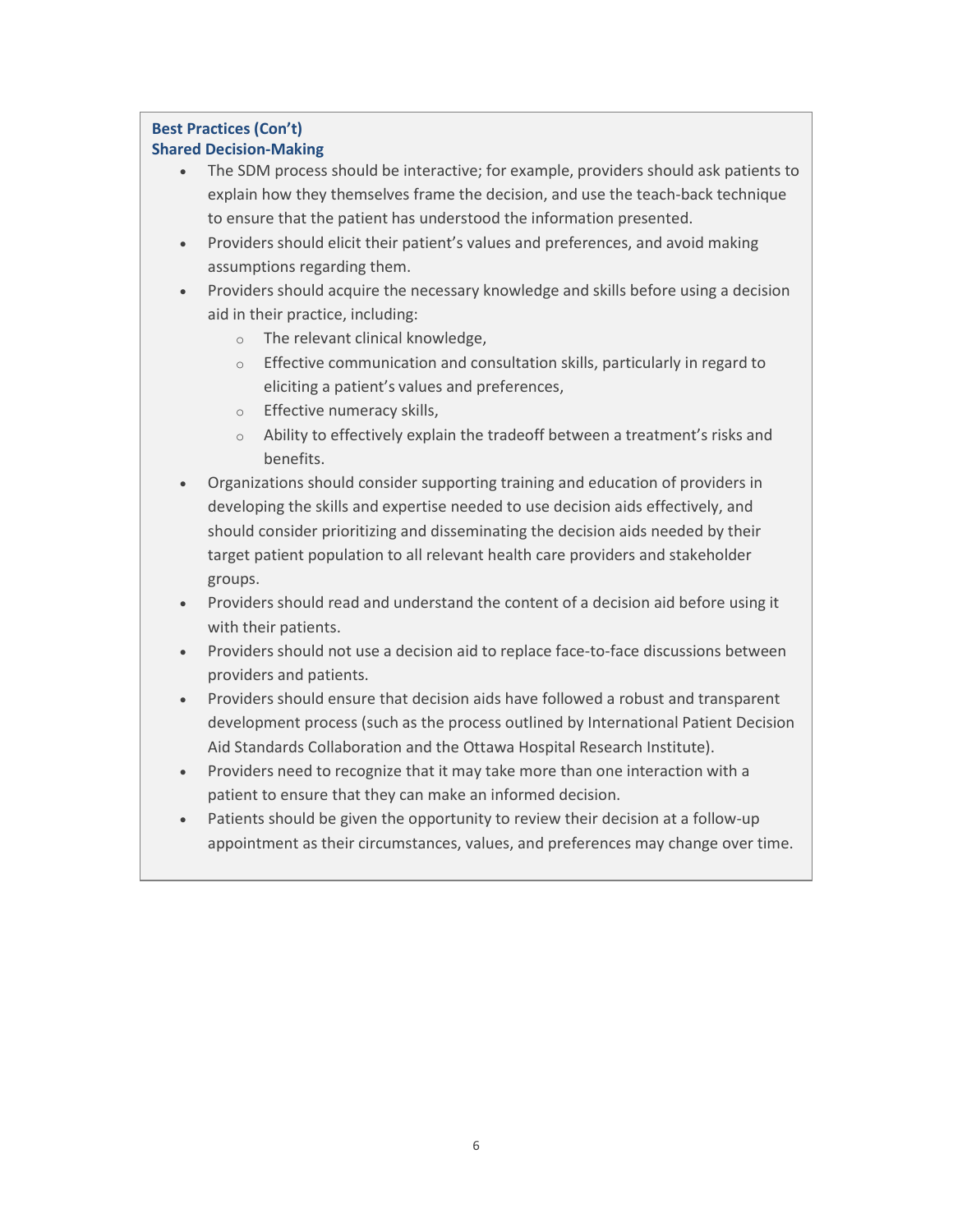**Best Practices (Con't)**
**Shared Decision-Making**

- The SDM process should be interactive; for example, providers should ask patients to explain how they themselves frame the decision, and use the teach-back technique to ensure that the patient has understood the information presented.
- Providers should elicit their patient's values and preferences, and avoid making assumptions regarding them.
- Providers should acquire the necessary knowledge and skills before using a decision aid in their practice, including:
  - The relevant clinical knowledge,
  - Effective communication and consultation skills, particularly in regard to eliciting a patient's values and preferences,
  - Effective numeracy skills,
  - Ability to effectively explain the tradeoff between a treatment's risks and benefits.
- Organizations should consider supporting training and education of providers in developing the skills and expertise needed to use decision aids effectively, and should consider prioritizing and disseminating the decision aids needed by their target patient population to all relevant health care providers and stakeholder groups.
- Providers should read and understand the content of a decision aid before using it with their patients.
- Providers should not use a decision aid to replace face-to-face discussions between providers and patients.
- Providers should ensure that decision aids have followed a robust and transparent development process (such as the process outlined by International Patient Decision Aid Standards Collaboration and the Ottawa Hospital Research Institute).
- Providers need to recognize that it may take more than one interaction with a patient to ensure that they can make an informed decision.
- Patients should be given the opportunity to review their decision at a follow-up appointment as their circumstances, values, and preferences may change over time.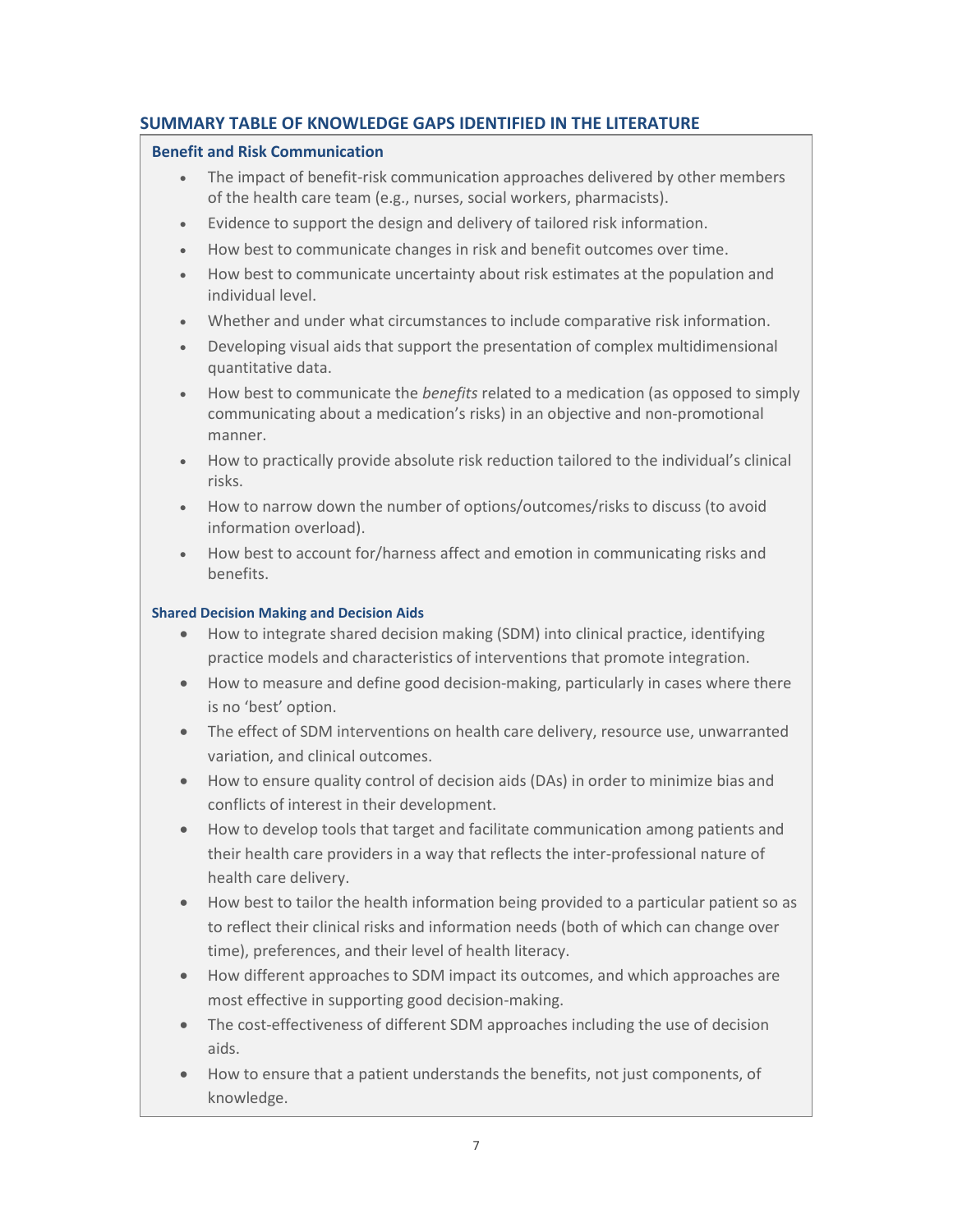## SUMMARY TABLE OF KNOWLEDGE GAPS IDENTIFIED IN THE LITERATURE

### Benefit and Risk Communication

- The impact of benefit-risk communication approaches delivered by other members of the health care team (e.g., nurses, social workers, pharmacists).
- Evidence to support the design and delivery of tailored risk information.
- How best to communicate changes in risk and benefit outcomes over time.
- How best to communicate uncertainty about risk estimates at the population and individual level.
- Whether and under what circumstances to include comparative risk information.
- Developing visual aids that support the presentation of complex multidimensional quantitative data.
- How best to communicate the *benefits* related to a medication (as opposed to simply communicating about a medication's risks) in an objective and non-promotional manner.
- How to practically provide absolute risk reduction tailored to the individual's clinical risks.
- How to narrow down the number of options/outcomes/risks to discuss (to avoid information overload).
- How best to account for/harness affect and emotion in communicating risks and benefits.

### Shared Decision Making and Decision Aids

- How to integrate shared decision making (SDM) into clinical practice, identifying practice models and characteristics of interventions that promote integration.
- How to measure and define good decision-making, particularly in cases where there is no 'best' option.
- The effect of SDM interventions on health care delivery, resource use, unwarranted variation, and clinical outcomes.
- How to ensure quality control of decision aids (DAs) in order to minimize bias and conflicts of interest in their development.
- How to develop tools that target and facilitate communication among patients and their health care providers in a way that reflects the inter-professional nature of health care delivery.
- How best to tailor the health information being provided to a particular patient so as to reflect their clinical risks and information needs (both of which can change over time), preferences, and their level of health literacy.
- How different approaches to SDM impact its outcomes, and which approaches are most effective in supporting good decision-making.
- The cost-effectiveness of different SDM approaches including the use of decision aids.
- How to ensure that a patient understands the benefits, not just components, of knowledge.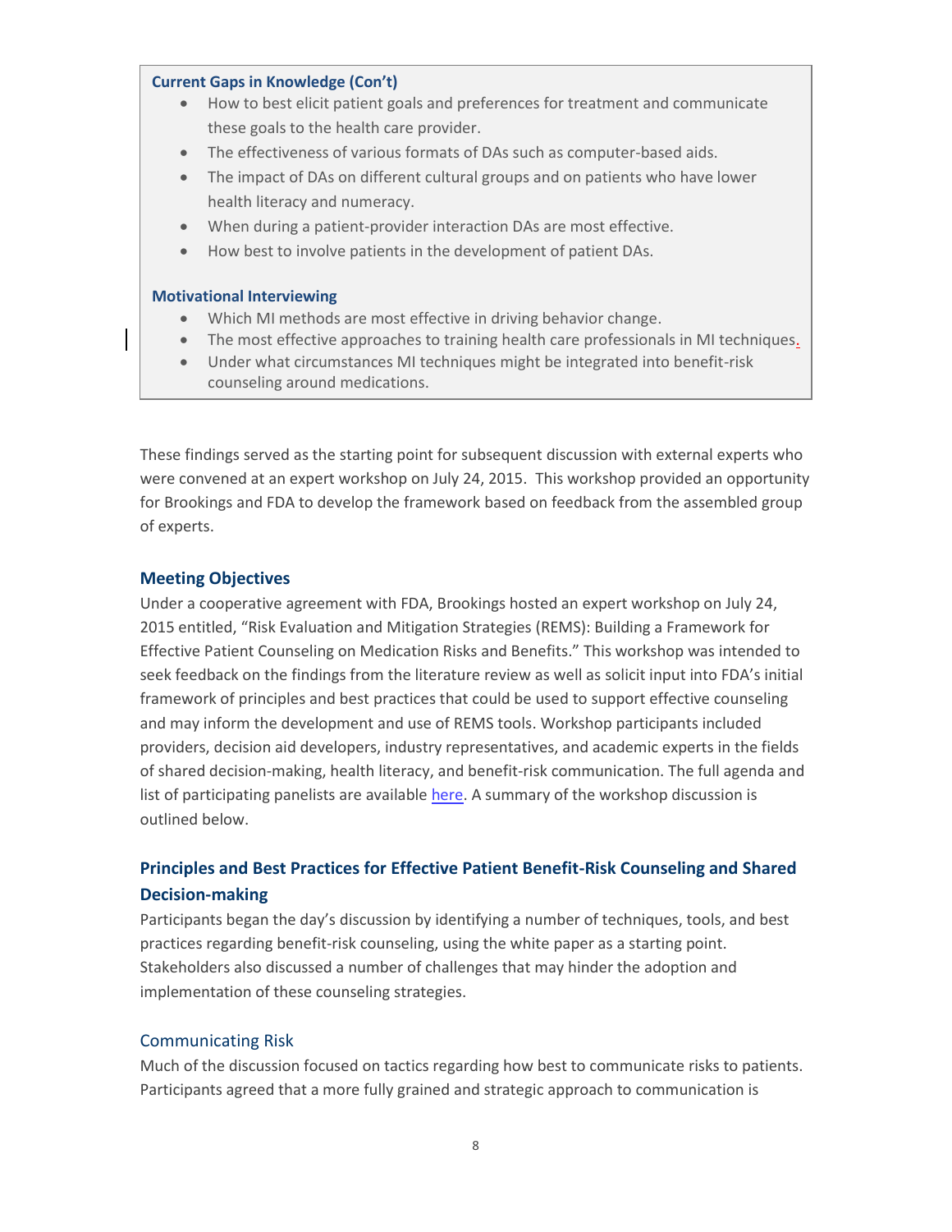**Current Gaps in Knowledge (Con't)**

- How to best elicit patient goals and preferences for treatment and communicate these goals to the health care provider.
- The effectiveness of various formats of DAs such as computer-based aids.
- The impact of DAs on different cultural groups and on patients who have lower health literacy and numeracy.
- When during a patient-provider interaction DAs are most effective.
- How best to involve patients in the development of patient DAs.

**Motivational Interviewing**

- Which MI methods are most effective in driving behavior change.
- The most effective approaches to training health care professionals in MI techniques.
- Under what circumstances MI techniques might be integrated into benefit-risk counseling around medications.

These findings served as the starting point for subsequent discussion with external experts who were convened at an expert workshop on July 24, 2015. This workshop provided an opportunity for Brookings and FDA to develop the framework based on feedback from the assembled group of experts.

## Meeting Objectives

Under a cooperative agreement with FDA, Brookings hosted an expert workshop on July 24, 2015 entitled, "Risk Evaluation and Mitigation Strategies (REMS): Building a Framework for Effective Patient Counseling on Medication Risks and Benefits." This workshop was intended to seek feedback on the findings from the literature review as well as solicit input into FDA's initial framework of principles and best practices that could be used to support effective counseling and may inform the development and use of REMS tools. Workshop participants included providers, decision aid developers, industry representatives, and academic experts in the fields of shared decision-making, health literacy, and benefit-risk communication. The full agenda and list of participating panelists are available here. A summary of the workshop discussion is outlined below.

## Principles and Best Practices for Effective Patient Benefit-Risk Counseling and Shared Decision-making

Participants began the day's discussion by identifying a number of techniques, tools, and best practices regarding benefit-risk counseling, using the white paper as a starting point. Stakeholders also discussed a number of challenges that may hinder the adoption and implementation of these counseling strategies.

### Communicating Risk

Much of the discussion focused on tactics regarding how best to communicate risks to patients. Participants agreed that a more fully grained and strategic approach to communication is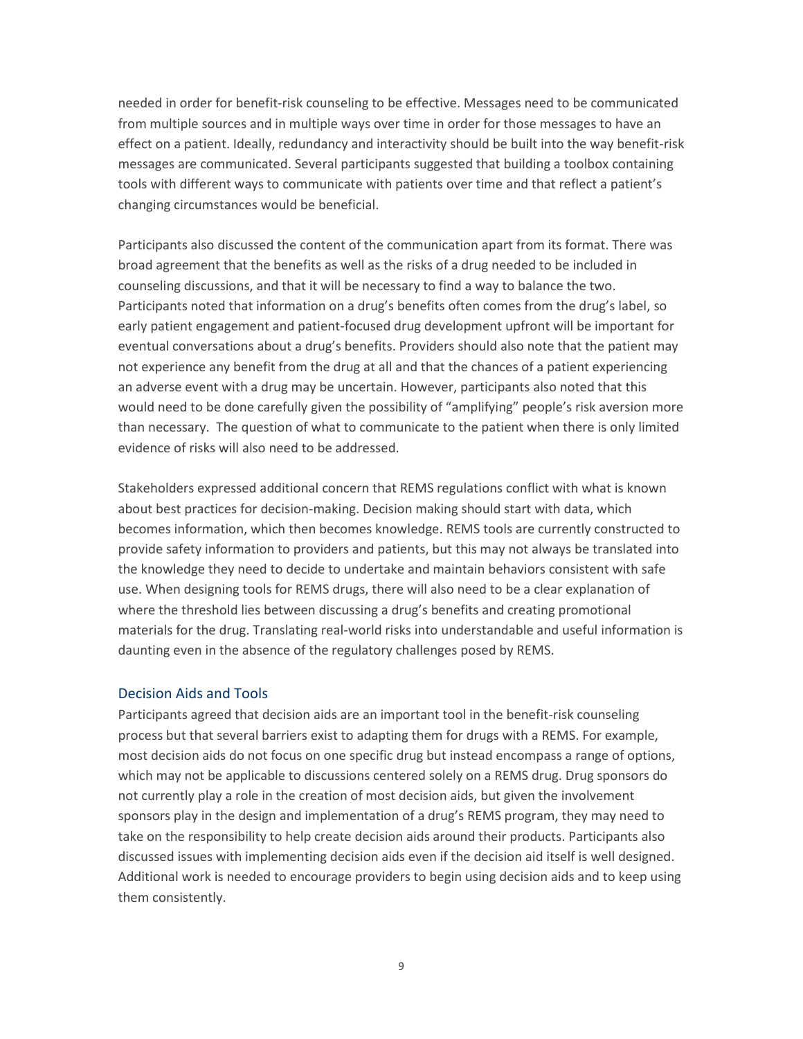needed in order for benefit-risk counseling to be effective. Messages need to be communicated from multiple sources and in multiple ways over time in order for those messages to have an effect on a patient. Ideally, redundancy and interactivity should be built into the way benefit-risk messages are communicated. Several participants suggested that building a toolbox containing tools with different ways to communicate with patients over time and that reflect a patient's changing circumstances would be beneficial.

Participants also discussed the content of the communication apart from its format. There was broad agreement that the benefits as well as the risks of a drug needed to be included in counseling discussions, and that it will be necessary to find a way to balance the two. Participants noted that information on a drug's benefits often comes from the drug's label, so early patient engagement and patient-focused drug development upfront will be important for eventual conversations about a drug's benefits. Providers should also note that the patient may not experience any benefit from the drug at all and that the chances of a patient experiencing an adverse event with a drug may be uncertain. However, participants also noted that this would need to be done carefully given the possibility of "amplifying" people's risk aversion more than necessary. The question of what to communicate to the patient when there is only limited evidence of risks will also need to be addressed.

Stakeholders expressed additional concern that REMS regulations conflict with what is known about best practices for decision-making. Decision making should start with data, which becomes information, which then becomes knowledge. REMS tools are currently constructed to provide safety information to providers and patients, but this may not always be translated into the knowledge they need to decide to undertake and maintain behaviors consistent with safe use. When designing tools for REMS drugs, there will also need to be a clear explanation of where the threshold lies between discussing a drug's benefits and creating promotional materials for the drug. Translating real-world risks into understandable and useful information is daunting even in the absence of the regulatory challenges posed by REMS.

### Decision Aids and Tools

Participants agreed that decision aids are an important tool in the benefit-risk counseling process but that several barriers exist to adapting them for drugs with a REMS. For example, most decision aids do not focus on one specific drug but instead encompass a range of options, which may not be applicable to discussions centered solely on a REMS drug. Drug sponsors do not currently play a role in the creation of most decision aids, but given the involvement sponsors play in the design and implementation of a drug's REMS program, they may need to take on the responsibility to help create decision aids around their products. Participants also discussed issues with implementing decision aids even if the decision aid itself is well designed. Additional work is needed to encourage providers to begin using decision aids and to keep using them consistently.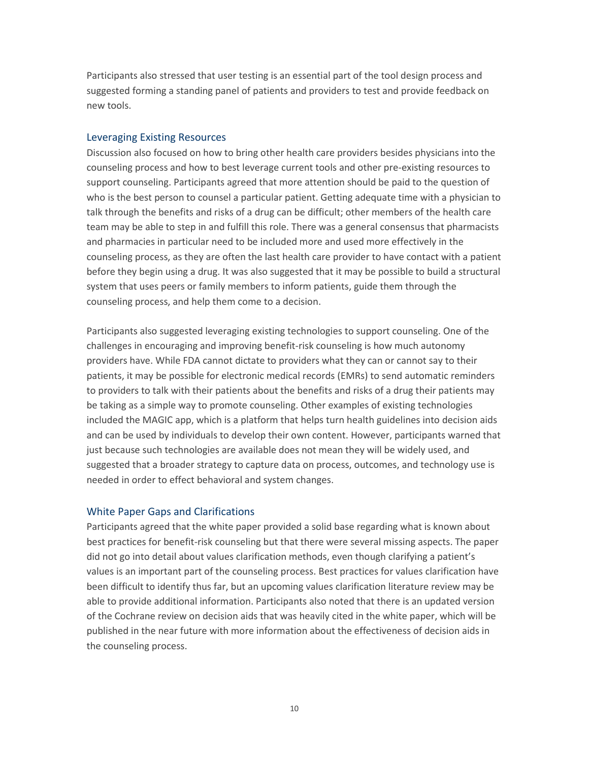Participants also stressed that user testing is an essential part of the tool design process and suggested forming a standing panel of patients and providers to test and provide feedback on new tools.

### Leveraging Existing Resources

Discussion also focused on how to bring other health care providers besides physicians into the counseling process and how to best leverage current tools and other pre-existing resources to support counseling. Participants agreed that more attention should be paid to the question of who is the best person to counsel a particular patient. Getting adequate time with a physician to talk through the benefits and risks of a drug can be difficult; other members of the health care team may be able to step in and fulfill this role. There was a general consensus that pharmacists and pharmacies in particular need to be included more and used more effectively in the counseling process, as they are often the last health care provider to have contact with a patient before they begin using a drug. It was also suggested that it may be possible to build a structural system that uses peers or family members to inform patients, guide them through the counseling process, and help them come to a decision.

Participants also suggested leveraging existing technologies to support counseling. One of the challenges in encouraging and improving benefit-risk counseling is how much autonomy providers have. While FDA cannot dictate to providers what they can or cannot say to their patients, it may be possible for electronic medical records (EMRs) to send automatic reminders to providers to talk with their patients about the benefits and risks of a drug their patients may be taking as a simple way to promote counseling. Other examples of existing technologies included the MAGIC app, which is a platform that helps turn health guidelines into decision aids and can be used by individuals to develop their own content. However, participants warned that just because such technologies are available does not mean they will be widely used, and suggested that a broader strategy to capture data on process, outcomes, and technology use is needed in order to effect behavioral and system changes.

### White Paper Gaps and Clarifications

Participants agreed that the white paper provided a solid base regarding what is known about best practices for benefit-risk counseling but that there were several missing aspects. The paper did not go into detail about values clarification methods, even though clarifying a patient's values is an important part of the counseling process. Best practices for values clarification have been difficult to identify thus far, but an upcoming values clarification literature review may be able to provide additional information. Participants also noted that there is an updated version of the Cochrane review on decision aids that was heavily cited in the white paper, which will be published in the near future with more information about the effectiveness of decision aids in the counseling process.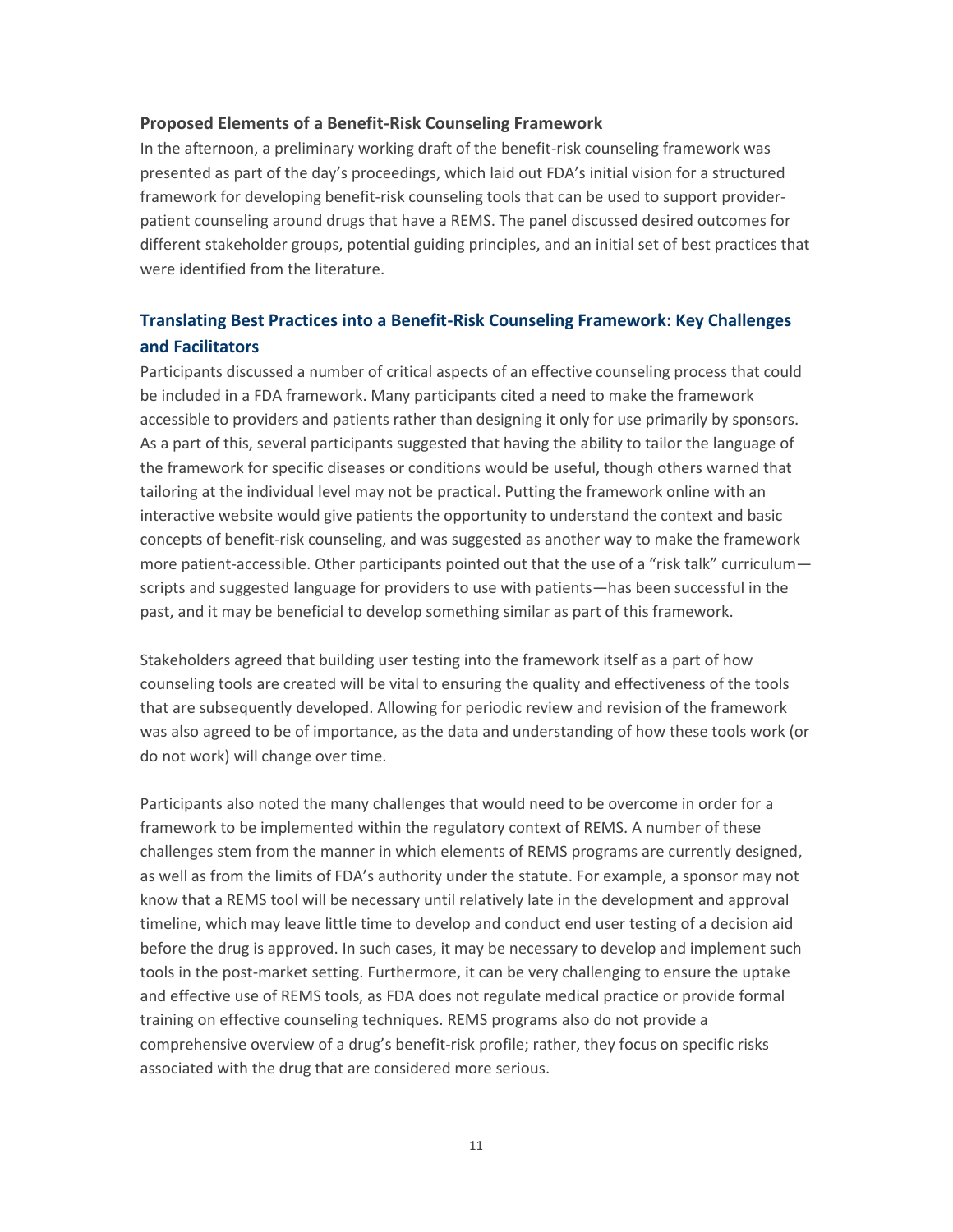### Proposed Elements of a Benefit-Risk Counseling Framework

In the afternoon, a preliminary working draft of the benefit-risk counseling framework was presented as part of the day's proceedings, which laid out FDA's initial vision for a structured framework for developing benefit-risk counseling tools that can be used to support provider-patient counseling around drugs that have a REMS. The panel discussed desired outcomes for different stakeholder groups, potential guiding principles, and an initial set of best practices that were identified from the literature.

## Translating Best Practices into a Benefit-Risk Counseling Framework: Key Challenges and Facilitators

Participants discussed a number of critical aspects of an effective counseling process that could be included in a FDA framework. Many participants cited a need to make the framework accessible to providers and patients rather than designing it only for use primarily by sponsors. As a part of this, several participants suggested that having the ability to tailor the language of the framework for specific diseases or conditions would be useful, though others warned that tailoring at the individual level may not be practical. Putting the framework online with an interactive website would give patients the opportunity to understand the context and basic concepts of benefit-risk counseling, and was suggested as another way to make the framework more patient-accessible. Other participants pointed out that the use of a "risk talk" curriculum—scripts and suggested language for providers to use with patients—has been successful in the past, and it may be beneficial to develop something similar as part of this framework.

Stakeholders agreed that building user testing into the framework itself as a part of how counseling tools are created will be vital to ensuring the quality and effectiveness of the tools that are subsequently developed. Allowing for periodic review and revision of the framework was also agreed to be of importance, as the data and understanding of how these tools work (or do not work) will change over time.

Participants also noted the many challenges that would need to be overcome in order for a framework to be implemented within the regulatory context of REMS. A number of these challenges stem from the manner in which elements of REMS programs are currently designed, as well as from the limits of FDA's authority under the statute. For example, a sponsor may not know that a REMS tool will be necessary until relatively late in the development and approval timeline, which may leave little time to develop and conduct end user testing of a decision aid before the drug is approved. In such cases, it may be necessary to develop and implement such tools in the post-market setting. Furthermore, it can be very challenging to ensure the uptake and effective use of REMS tools, as FDA does not regulate medical practice or provide formal training on effective counseling techniques. REMS programs also do not provide a comprehensive overview of a drug's benefit-risk profile; rather, they focus on specific risks associated with the drug that are considered more serious.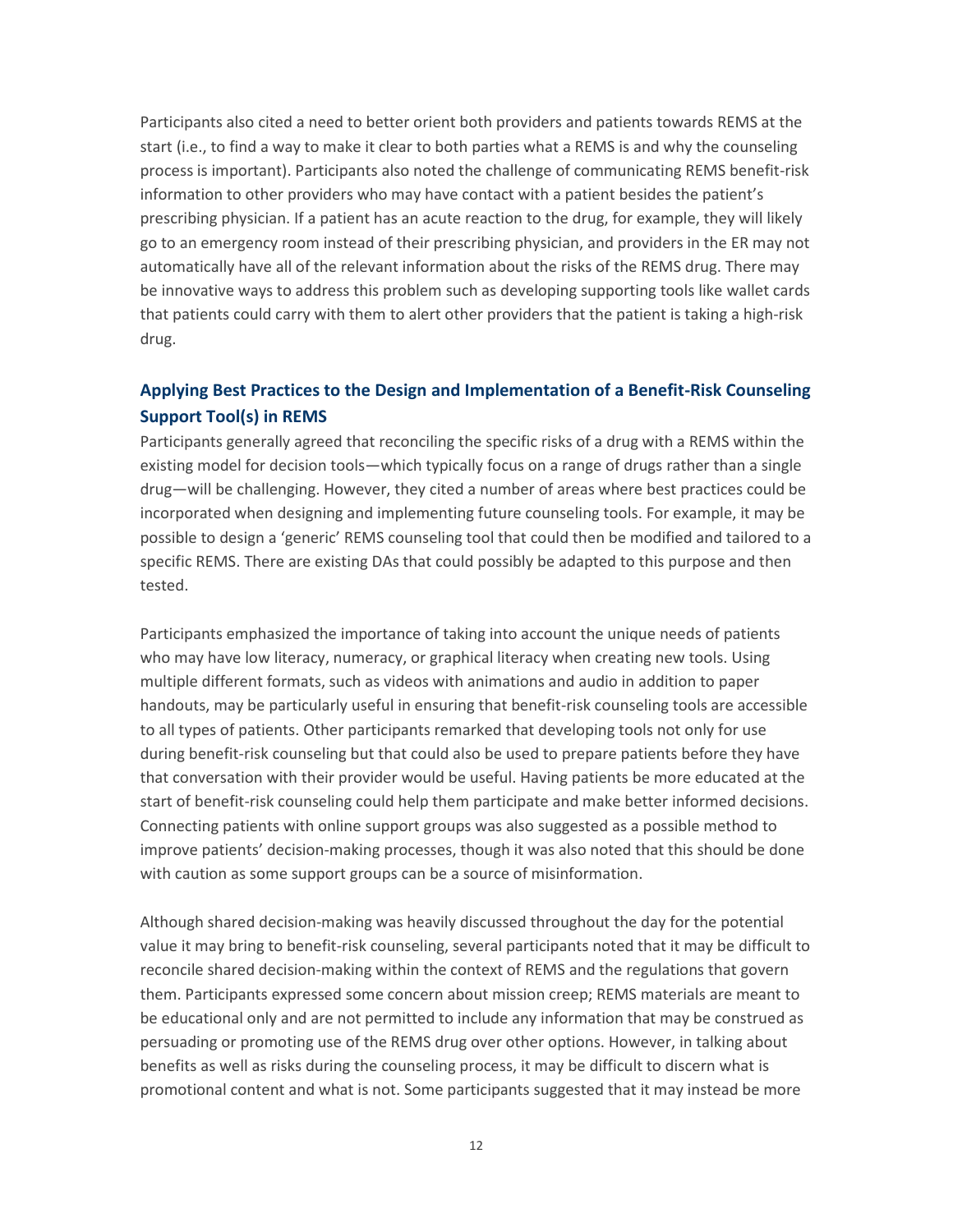Participants also cited a need to better orient both providers and patients towards REMS at the start (i.e., to find a way to make it clear to both parties what a REMS is and why the counseling process is important). Participants also noted the challenge of communicating REMS benefit-risk information to other providers who may have contact with a patient besides the patient's prescribing physician. If a patient has an acute reaction to the drug, for example, they will likely go to an emergency room instead of their prescribing physician, and providers in the ER may not automatically have all of the relevant information about the risks of the REMS drug. There may be innovative ways to address this problem such as developing supporting tools like wallet cards that patients could carry with them to alert other providers that the patient is taking a high-risk drug.

## Applying Best Practices to the Design and Implementation of a Benefit-Risk Counseling Support Tool(s) in REMS

Participants generally agreed that reconciling the specific risks of a drug with a REMS within the existing model for decision tools—which typically focus on a range of drugs rather than a single drug—will be challenging. However, they cited a number of areas where best practices could be incorporated when designing and implementing future counseling tools. For example, it may be possible to design a 'generic' REMS counseling tool that could then be modified and tailored to a specific REMS. There are existing DAs that could possibly be adapted to this purpose and then tested.

Participants emphasized the importance of taking into account the unique needs of patients who may have low literacy, numeracy, or graphical literacy when creating new tools. Using multiple different formats, such as videos with animations and audio in addition to paper handouts, may be particularly useful in ensuring that benefit-risk counseling tools are accessible to all types of patients. Other participants remarked that developing tools not only for use during benefit-risk counseling but that could also be used to prepare patients before they have that conversation with their provider would be useful. Having patients be more educated at the start of benefit-risk counseling could help them participate and make better informed decisions. Connecting patients with online support groups was also suggested as a possible method to improve patients' decision-making processes, though it was also noted that this should be done with caution as some support groups can be a source of misinformation.

Although shared decision-making was heavily discussed throughout the day for the potential value it may bring to benefit-risk counseling, several participants noted that it may be difficult to reconcile shared decision-making within the context of REMS and the regulations that govern them. Participants expressed some concern about mission creep; REMS materials are meant to be educational only and are not permitted to include any information that may be construed as persuading or promoting use of the REMS drug over other options. However, in talking about benefits as well as risks during the counseling process, it may be difficult to discern what is promotional content and what is not. Some participants suggested that it may instead be more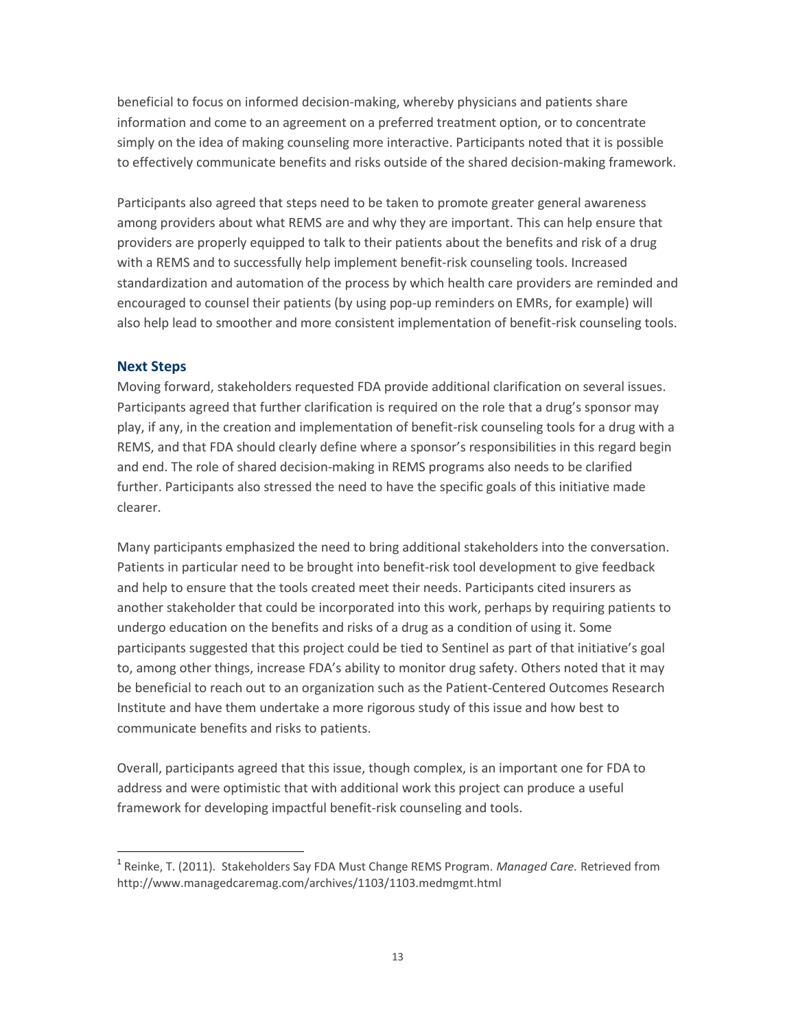beneficial to focus on informed decision-making, whereby physicians and patients share information and come to an agreement on a preferred treatment option, or to concentrate simply on the idea of making counseling more interactive. Participants noted that it is possible to effectively communicate benefits and risks outside of the shared decision-making framework.

Participants also agreed that steps need to be taken to promote greater general awareness among providers about what REMS are and why they are important. This can help ensure that providers are properly equipped to talk to their patients about the benefits and risk of a drug with a REMS and to successfully help implement benefit-risk counseling tools. Increased standardization and automation of the process by which health care providers are reminded and encouraged to counsel their patients (by using pop-up reminders on EMRs, for example) will also help lead to smoother and more consistent implementation of benefit-risk counseling tools.

### Next Steps

Moving forward, stakeholders requested FDA provide additional clarification on several issues. Participants agreed that further clarification is required on the role that a drug's sponsor may play, if any, in the creation and implementation of benefit-risk counseling tools for a drug with a REMS, and that FDA should clearly define where a sponsor's responsibilities in this regard begin and end. The role of shared decision-making in REMS programs also needs to be clarified further. Participants also stressed the need to have the specific goals of this initiative made clearer.

Many participants emphasized the need to bring additional stakeholders into the conversation. Patients in particular need to be brought into benefit-risk tool development to give feedback and help to ensure that the tools created meet their needs. Participants cited insurers as another stakeholder that could be incorporated into this work, perhaps by requiring patients to undergo education on the benefits and risks of a drug as a condition of using it. Some participants suggested that this project could be tied to Sentinel as part of that initiative's goal to, among other things, increase FDA's ability to monitor drug safety. Others noted that it may be beneficial to reach out to an organization such as the Patient-Centered Outcomes Research Institute and have them undertake a more rigorous study of this issue and how best to communicate benefits and risks to patients.

Overall, participants agreed that this issue, though complex, is an important one for FDA to address and were optimistic that with additional work this project can produce a useful framework for developing impactful benefit-risk counseling and tools.

---

[1] Reinke, T. (2011). Stakeholders Say FDA Must Change REMS Program. *Managed Care.* Retrieved from http://www.managedcaremag.com/archives/1103/1103.medmgmt.html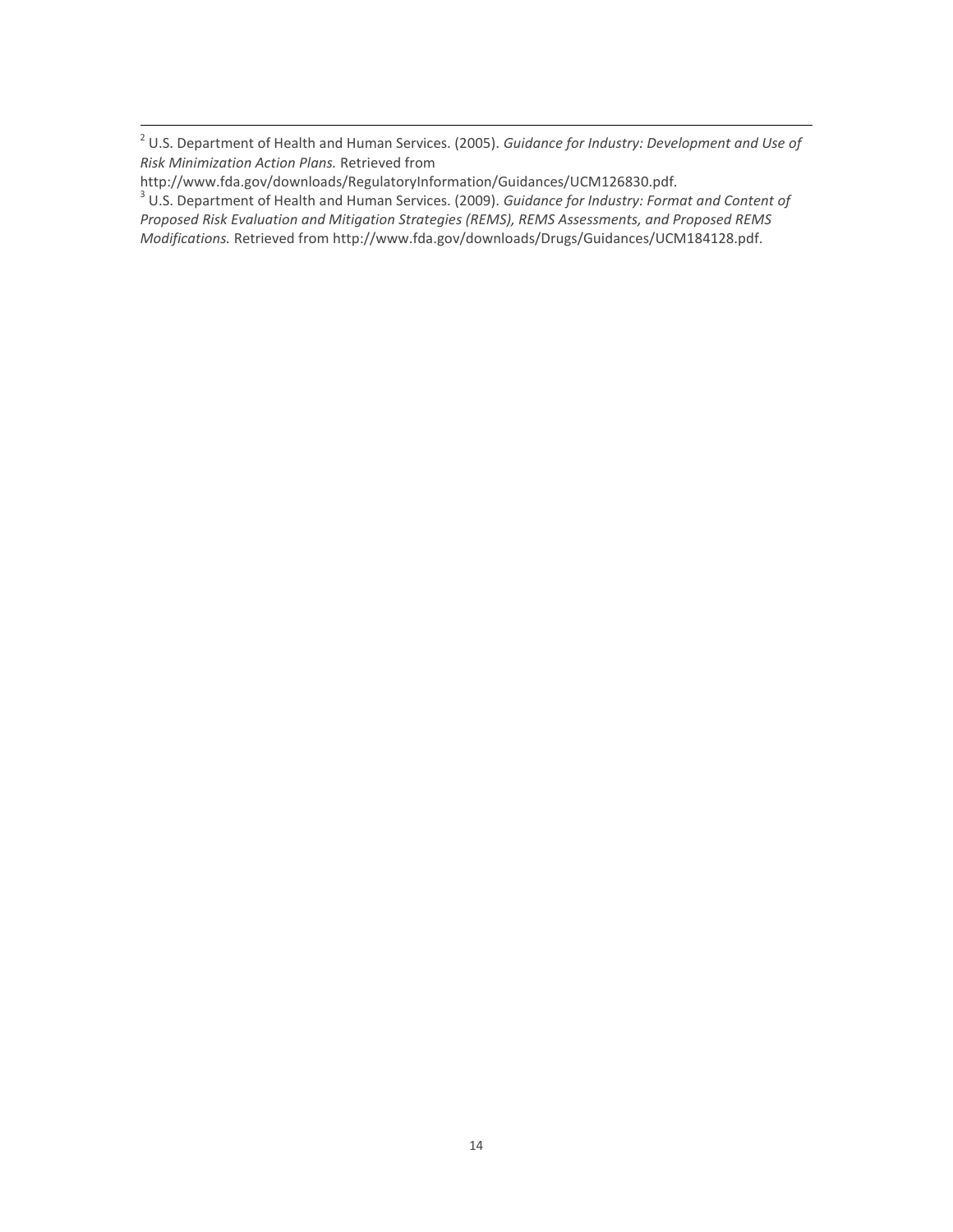[2] U.S. Department of Health and Human Services. (2005). *Guidance for Industry: Development and Use of Risk Minimization Action Plans.* Retrieved from http://www.fda.gov/downloads/RegulatoryInformation/Guidances/UCM126830.pdf.

[3] U.S. Department of Health and Human Services. (2009). *Guidance for Industry: Format and Content of Proposed Risk Evaluation and Mitigation Strategies (REMS), REMS Assessments, and Proposed REMS Modifications.* Retrieved from http://www.fda.gov/downloads/Drugs/Guidances/UCM184128.pdf.